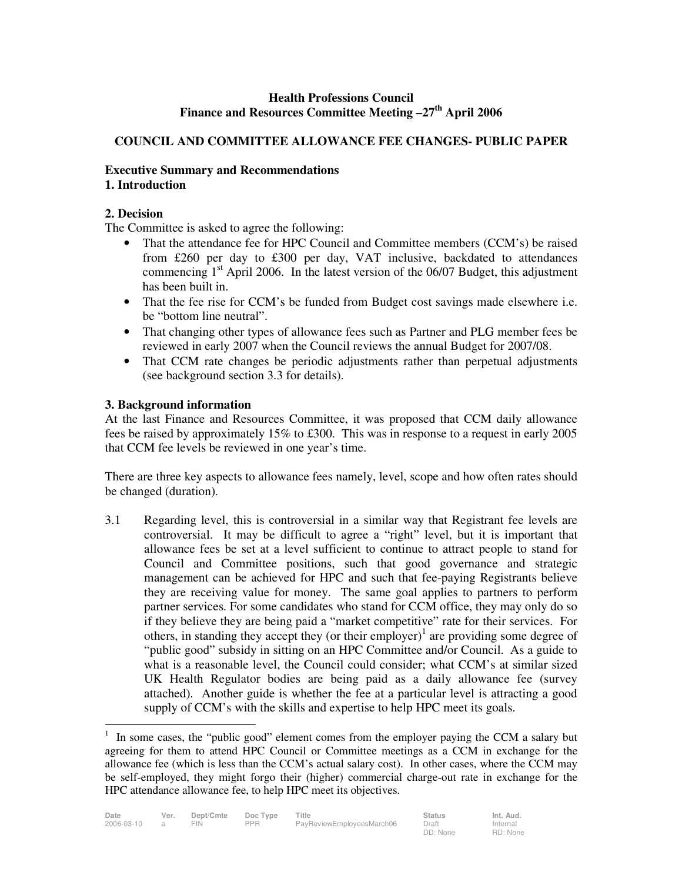**Health Professions Council**
**Finance and Resources Committee Meeting –27th April 2006**

**COUNCIL AND COMMITTEE ALLOWANCE FEE CHANGES- PUBLIC PAPER**

**Executive Summary and Recommendations**

**1. Introduction**

**2. Decision**

The Committee is asked to agree the following:

- That the attendance fee for HPC Council and Committee members (CCM's) be raised from £260 per day to £300 per day, VAT inclusive, backdated to attendances commencing 1st April 2006. In the latest version of the 06/07 Budget, this adjustment has been built in.
- That the fee rise for CCM's be funded from Budget cost savings made elsewhere i.e. be "bottom line neutral".
- That changing other types of allowance fees such as Partner and PLG member fees be reviewed in early 2007 when the Council reviews the annual Budget for 2007/08.
- That CCM rate changes be periodic adjustments rather than perpetual adjustments (see background section 3.3 for details).

**3. Background information**

At the last Finance and Resources Committee, it was proposed that CCM daily allowance fees be raised by approximately 15% to £300. This was in response to a request in early 2005 that CCM fee levels be reviewed in one year's time.

There are three key aspects to allowance fees namely, level, scope and how often rates should be changed (duration).

3.1 Regarding level, this is controversial in a similar way that Registrant fee levels are controversial. It may be difficult to agree a "right" level, but it is important that allowance fees be set at a level sufficient to continue to attract people to stand for Council and Committee positions, such that good governance and strategic management can be achieved for HPC and such that fee-paying Registrants believe they are receiving value for money. The same goal applies to partners to perform partner services. For some candidates who stand for CCM office, they may only do so if they believe they are being paid a "market competitive" rate for their services. For others, in standing they accept they (or their employer)[1] are providing some degree of "public good" subsidy in sitting on an HPC Committee and/or Council. As a guide to what is a reasonable level, the Council could consider; what CCM's at similar sized UK Health Regulator bodies are being paid as a daily allowance fee (survey attached). Another guide is whether the fee at a particular level is attracting a good supply of CCM's with the skills and expertise to help HPC meet its goals.

[1] In some cases, the "public good" element comes from the employer paying the CCM a salary but agreeing for them to attend HPC Council or Committee meetings as a CCM in exchange for the allowance fee (which is less than the CCM's actual salary cost). In other cases, where the CCM may be self-employed, they might forgo their (higher) commercial charge-out rate in exchange for the HPC attendance allowance fee, to help HPC meet its objectives.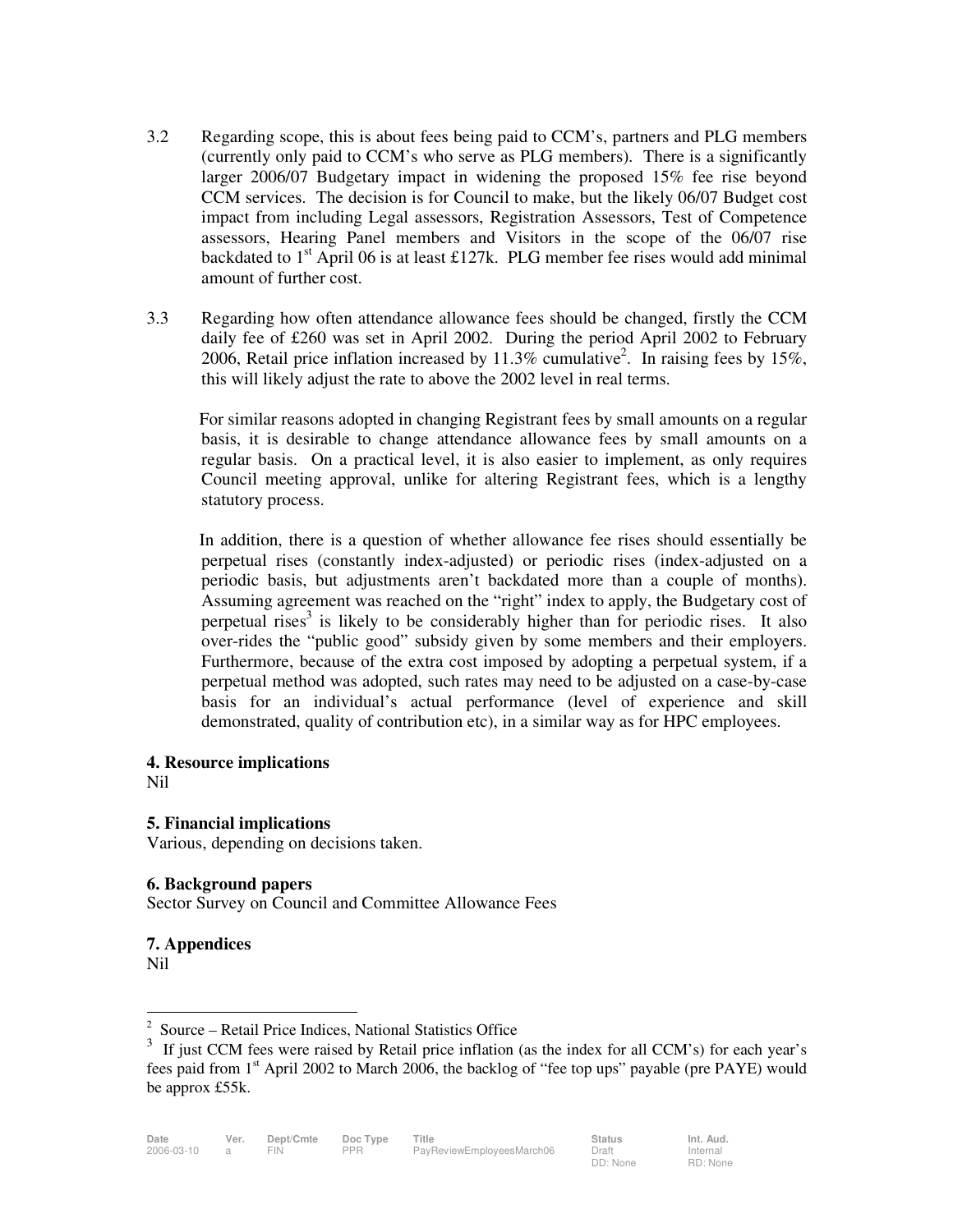3.2 Regarding scope, this is about fees being paid to CCM's, partners and PLG members (currently only paid to CCM's who serve as PLG members). There is a significantly larger 2006/07 Budgetary impact in widening the proposed 15% fee rise beyond CCM services. The decision is for Council to make, but the likely 06/07 Budget cost impact from including Legal assessors, Registration Assessors, Test of Competence assessors, Hearing Panel members and Visitors in the scope of the 06/07 rise backdated to 1st April 06 is at least £127k. PLG member fee rises would add minimal amount of further cost.

3.3 Regarding how often attendance allowance fees should be changed, firstly the CCM daily fee of £260 was set in April 2002. During the period April 2002 to February 2006, Retail price inflation increased by 11.3% cumulative[2]. In raising fees by 15%, this will likely adjust the rate to above the 2002 level in real terms.

For similar reasons adopted in changing Registrant fees by small amounts on a regular basis, it is desirable to change attendance allowance fees by small amounts on a regular basis. On a practical level, it is also easier to implement, as only requires Council meeting approval, unlike for altering Registrant fees, which is a lengthy statutory process.

In addition, there is a question of whether allowance fee rises should essentially be perpetual rises (constantly index-adjusted) or periodic rises (index-adjusted on a periodic basis, but adjustments aren't backdated more than a couple of months). Assuming agreement was reached on the "right" index to apply, the Budgetary cost of perpetual rises[3] is likely to be considerably higher than for periodic rises. It also over-rides the "public good" subsidy given by some members and their employers. Furthermore, because of the extra cost imposed by adopting a perpetual system, if a perpetual method was adopted, such rates may need to be adjusted on a case-by-case basis for an individual's actual performance (level of experience and skill demonstrated, quality of contribution etc), in a similar way as for HPC employees.

**4. Resource implications**

Nil

**5. Financial implications**

Various, depending on decisions taken.

**6. Background papers**

Sector Survey on Council and Committee Allowance Fees

**7. Appendices**

Nil

---

[2] Source – Retail Price Indices, National Statistics Office

[3] If just CCM fees were raised by Retail price inflation (as the index for all CCM's) for each year's fees paid from 1st April 2002 to March 2006, the backlog of "fee top ups" payable (pre PAYE) would be approx £55k.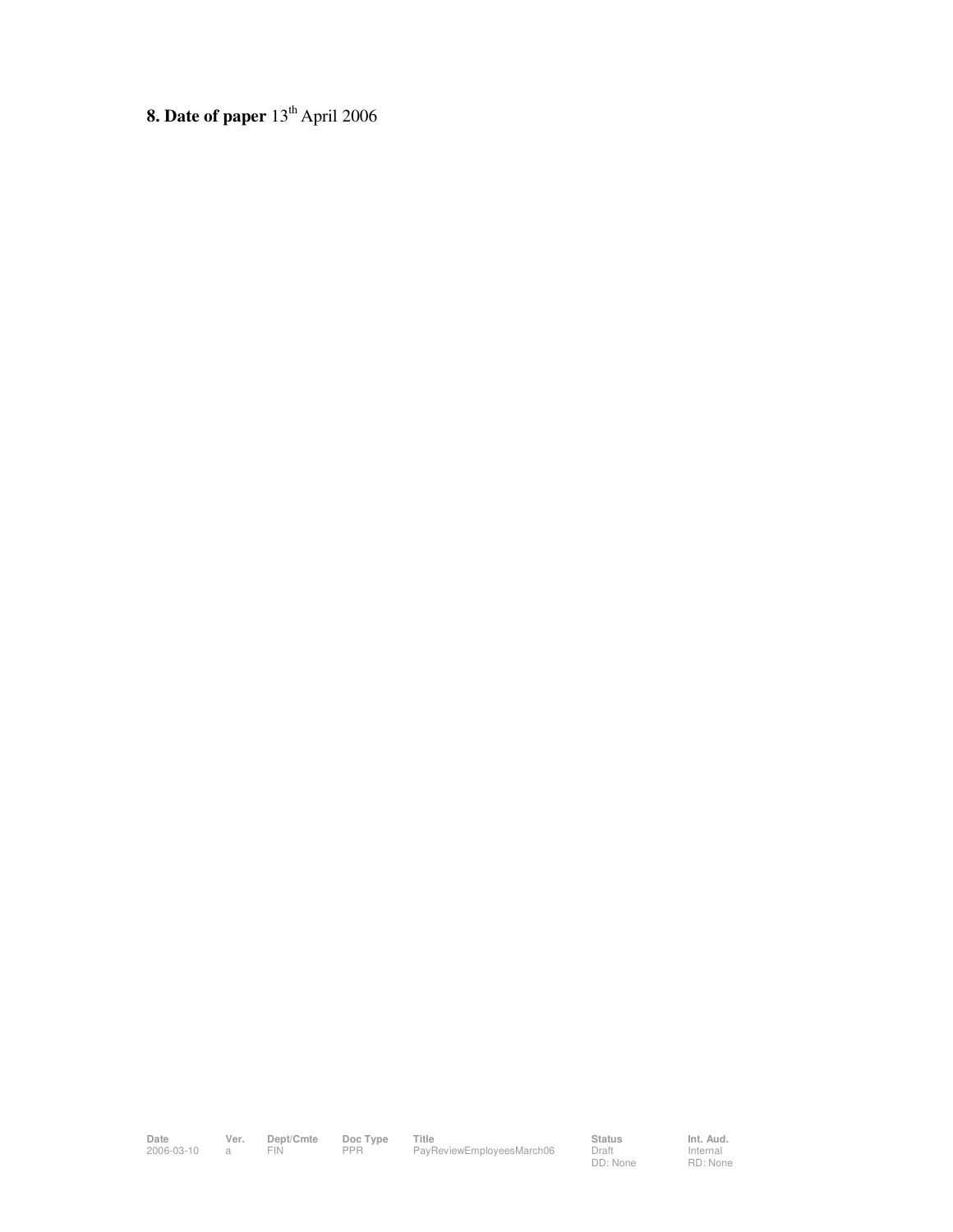**8. Date of paper** 13th April 2006